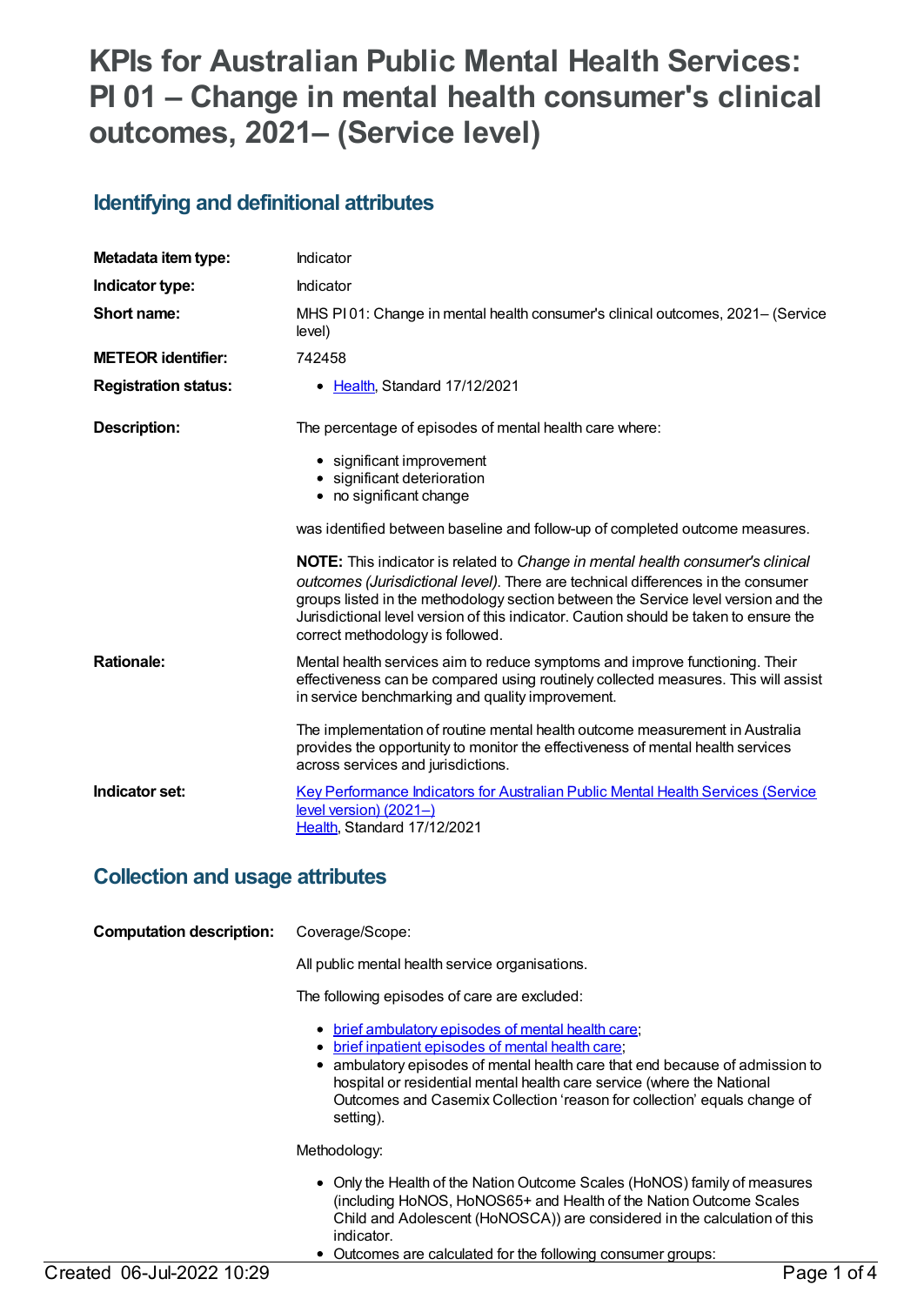# KPIs for Australian Public Mental Health Services: PI 01 – Change in mental health consumer's clinical outcomes, 2021– (Service level)

## Identifying and definitional attributes

| | |
|---|---|
| **Metadata item type:** | Indicator |
| **Indicator type:** | Indicator |
| **Short name:** | MHS PI 01: Change in mental health consumer's clinical outcomes, 2021– (Service level) |
| **METEOR identifier:** | 742458 |
| **Registration status:** | • Health, Standard 17/12/2021 |

**Description:**

The percentage of episodes of mental health care where:

- significant improvement
- significant deterioration
- no significant change

was identified between baseline and follow-up of completed outcome measures.

**NOTE:** This indicator is related to *Change in mental health consumer's clinical outcomes (Jurisdictional level)*. There are technical differences in the consumer groups listed in the methodology section between the Service level version and the Jurisdictional level version of this indicator. Caution should be taken to ensure the correct methodology is followed.

**Rationale:**

Mental health services aim to reduce symptoms and improve functioning. Their effectiveness can be compared using routinely collected measures. This will assist in service benchmarking and quality improvement.

The implementation of routine mental health outcome measurement in Australia provides the opportunity to monitor the effectiveness of mental health services across services and jurisdictions.

**Indicator set:**

Key Performance Indicators for Australian Public Mental Health Services (Service level version) (2021–)
Health, Standard 17/12/2021

## Collection and usage attributes

**Computation description:**

Coverage/Scope:

All public mental health service organisations.

The following episodes of care are excluded:

- brief ambulatory episodes of mental health care;
- brief inpatient episodes of mental health care;
- ambulatory episodes of mental health care that end because of admission to hospital or residential mental health care service (where the National Outcomes and Casemix Collection 'reason for collection' equals change of setting).

Methodology:

- Only the Health of the Nation Outcome Scales (HoNOS) family of measures (including HoNOS, HoNOS65+ and Health of the Nation Outcome Scales Child and Adolescent (HoNOSCA)) are considered in the calculation of this indicator.
- Outcomes are calculated for the following consumer groups: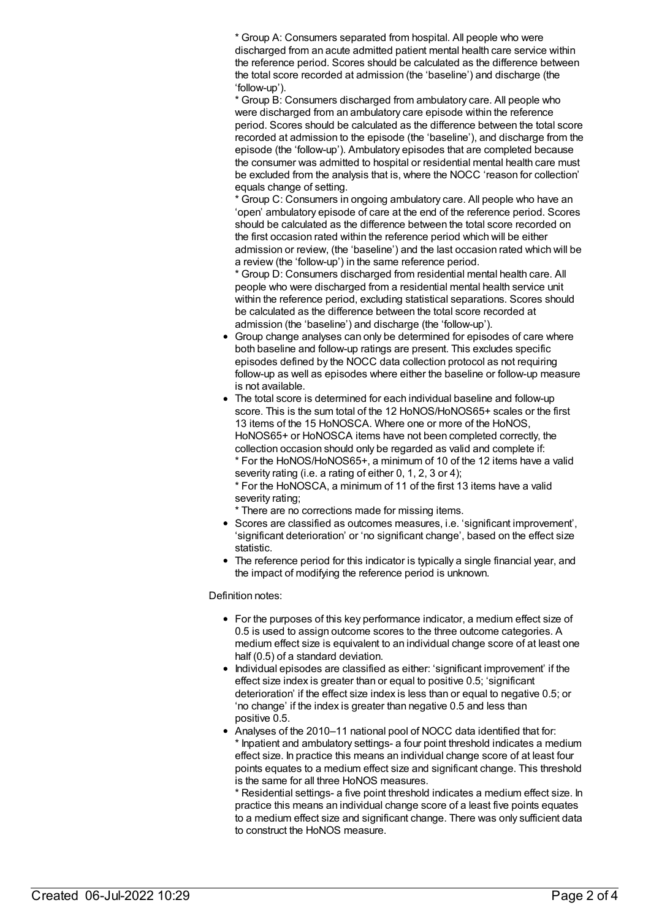* Group A: Consumers separated from hospital. All people who were discharged from an acute admitted patient mental health care service within the reference period. Scores should be calculated as the difference between the total score recorded at admission (the 'baseline') and discharge (the 'follow-up').
  * Group B: Consumers discharged from ambulatory care. All people who were discharged from an ambulatory care episode within the reference period. Scores should be calculated as the difference between the total score recorded at admission to the episode (the 'baseline'), and discharge from the episode (the 'follow-up'). Ambulatory episodes that are completed because the consumer was admitted to hospital or residential mental health care must be excluded from the analysis that is, where the NOCC 'reason for collection' equals change of setting.
  * Group C: Consumers in ongoing ambulatory care. All people who have an 'open' ambulatory episode of care at the end of the reference period. Scores should be calculated as the difference between the total score recorded on the first occasion rated within the reference period which will be either admission or review, (the 'baseline') and the last occasion rated which will be a review (the 'follow-up') in the same reference period.
  * Group D: Consumers discharged from residential mental health care. All people who were discharged from a residential mental health service unit within the reference period, excluding statistical separations. Scores should be calculated as the difference between the total score recorded at admission (the 'baseline') and discharge (the 'follow-up').
- Group change analyses can only be determined for episodes of care where both baseline and follow-up ratings are present. This excludes specific episodes defined by the NOCC data collection protocol as not requiring follow-up as well as episodes where either the baseline or follow-up measure is not available.
- The total score is determined for each individual baseline and follow-up score. This is the sum total of the 12 HoNOS/HoNOS65+ scales or the first 13 items of the 15 HoNOSCA. Where one or more of the HoNOS, HoNOS65+ or HoNOSCA items have not been completed correctly, the collection occasion should only be regarded as valid and complete if:
  * For the HoNOS/HoNOS65+, a minimum of 10 of the 12 items have a valid severity rating (i.e. a rating of either 0, 1, 2, 3 or 4);
  * For the HoNOSCA, a minimum of 11 of the first 13 items have a valid severity rating;
  * There are no corrections made for missing items.
- Scores are classified as outcomes measures, i.e. 'significant improvement', 'significant deterioration' or 'no significant change', based on the effect size statistic.
- The reference period for this indicator is typically a single financial year, and the impact of modifying the reference period is unknown.

Definition notes:

- For the purposes of this key performance indicator, a medium effect size of 0.5 is used to assign outcome scores to the three outcome categories. A medium effect size is equivalent to an individual change score of at least one half (0.5) of a standard deviation.
- Individual episodes are classified as either: 'significant improvement' if the effect size index is greater than or equal to positive 0.5; 'significant deterioration' if the effect size index is less than or equal to negative 0.5; or 'no change' if the index is greater than negative 0.5 and less than positive 0.5.
- Analyses of the 2010–11 national pool of NOCC data identified that for:
  * Inpatient and ambulatory settings- a four point threshold indicates a medium effect size. In practice this means an individual change score of at least four points equates to a medium effect size and significant change. This threshold is the same for all three HoNOS measures.
  * Residential settings- a five point threshold indicates a medium effect size. In practice this means an individual change score of a least five points equates to a medium effect size and significant change. There was only sufficient data to construct the HoNOS measure.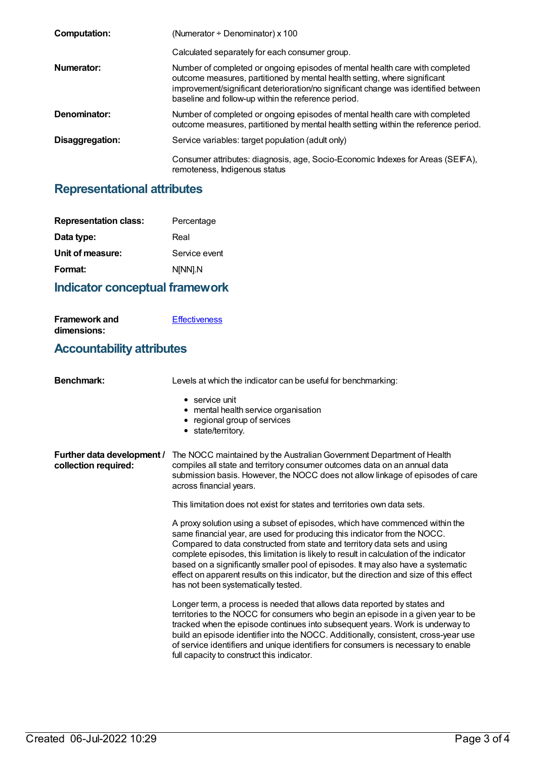**Computation:** (Numerator ÷ Denominator) x 100

Calculated separately for each consumer group.

**Numerator:** Number of completed or ongoing episodes of mental health care with completed outcome measures, partitioned by mental health setting, where significant improvement/significant deterioration/no significant change was identified between baseline and follow-up within the reference period.

**Denominator:** Number of completed or ongoing episodes of mental health care with completed outcome measures, partitioned by mental health setting within the reference period.

**Disaggregation:** Service variables: target population (adult only)

Consumer attributes: diagnosis, age, Socio-Economic Indexes for Areas (SEIFA), remoteness, Indigenous status

## Representational attributes

**Representation class:** Percentage

**Data type:** Real

**Unit of measure:** Service event

**Format:** N[NN].N

## Indicator conceptual framework

**Framework and dimensions:** Effectiveness

## Accountability attributes

**Benchmark:** Levels at which the indicator can be useful for benchmarking:

- service unit
- mental health service organisation
- regional group of services
- state/territory.

**Further data development / collection required:** The NOCC maintained by the Australian Government Department of Health compiles all state and territory consumer outcomes data on an annual data submission basis. However, the NOCC does not allow linkage of episodes of care across financial years.

This limitation does not exist for states and territories own data sets.

A proxy solution using a subset of episodes, which have commenced within the same financial year, are used for producing this indicator from the NOCC. Compared to data constructed from state and territory data sets and using complete episodes, this limitation is likely to result in calculation of the indicator based on a significantly smaller pool of episodes. It may also have a systematic effect on apparent results on this indicator, but the direction and size of this effect has not been systematically tested.

Longer term, a process is needed that allows data reported by states and territories to the NOCC for consumers who begin an episode in a given year to be tracked when the episode continues into subsequent years. Work is underway to build an episode identifier into the NOCC. Additionally, consistent, cross-year use of service identifiers and unique identifiers for consumers is necessary to enable full capacity to construct this indicator.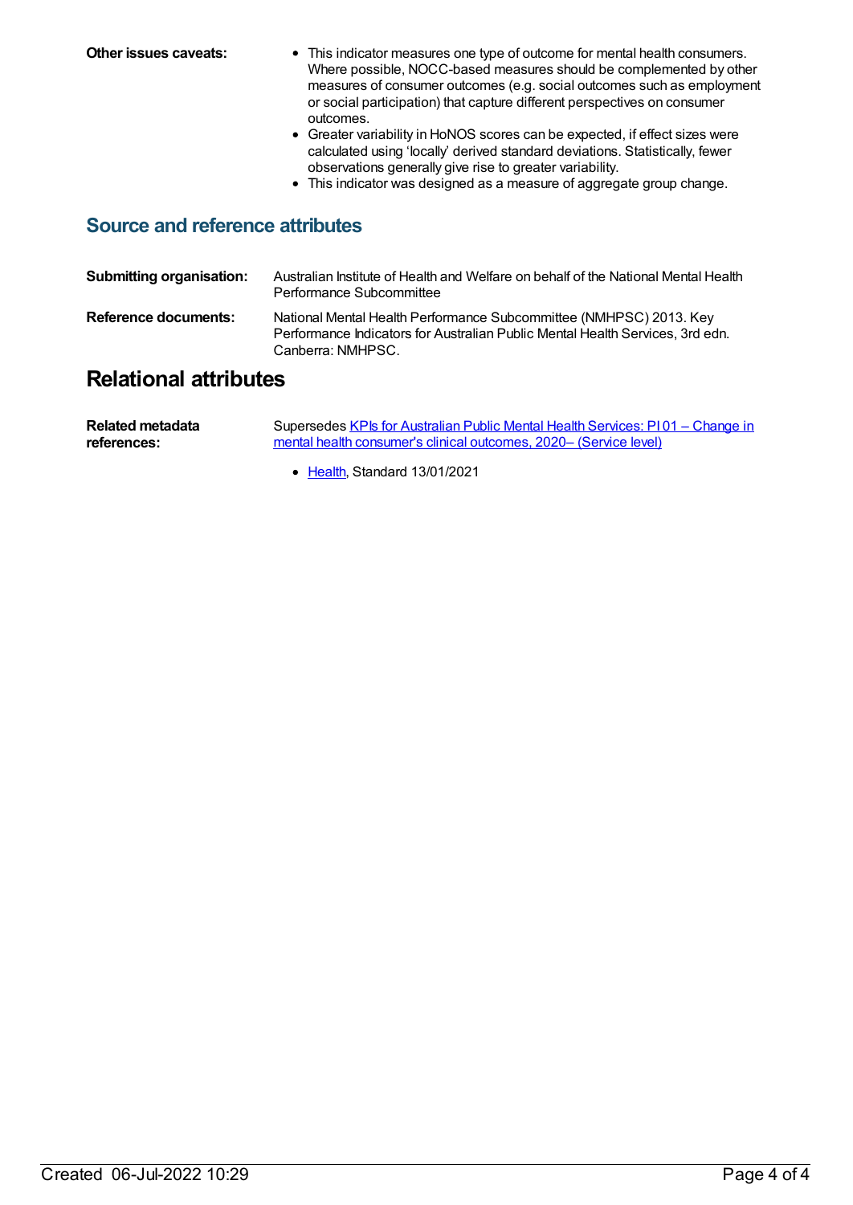**Other issues caveats:**

- This indicator measures one type of outcome for mental health consumers. Where possible, NOCC-based measures should be complemented by other measures of consumer outcomes (e.g. social outcomes such as employment or social participation) that capture different perspectives on consumer outcomes.
- Greater variability in HoNOS scores can be expected, if effect sizes were calculated using 'locally' derived standard deviations. Statistically, fewer observations generally give rise to greater variability.
- This indicator was designed as a measure of aggregate group change.

## Source and reference attributes

**Submitting organisation:** Australian Institute of Health and Welfare on behalf of the National Mental Health Performance Subcommittee

**Reference documents:** National Mental Health Performance Subcommittee (NMHPSC) 2013. Key Performance Indicators for Australian Public Mental Health Services, 3rd edn. Canberra: NMHPSC.

# Relational attributes

**Related metadata references:** Supersedes KPIs for Australian Public Mental Health Services: PI 01 – Change in mental health consumer's clinical outcomes, 2020– (Service level)

- Health, Standard 13/01/2021